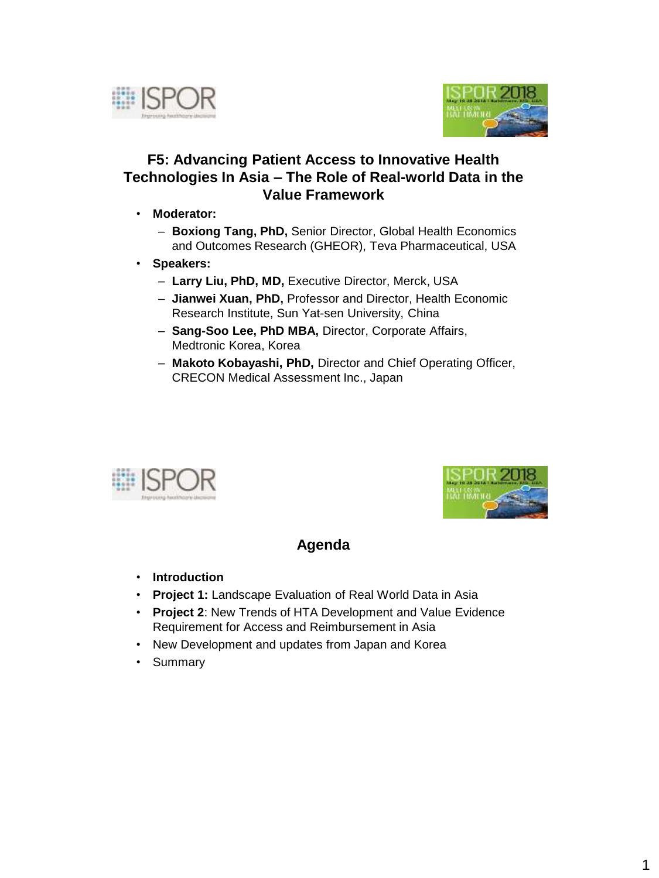# F5: Advancing Patient Access to Innovative Health Technologies In Asia – The Role of Real-world Data in the Value Framework

- **Moderator:**
  - **Boxiong Tang, PhD,** Senior Director, Global Health Economics and Outcomes Research (GHEOR), Teva Pharmaceutical, USA
- **Speakers:**
  - **Larry Liu, PhD, MD,** Executive Director, Merck, USA
  - **Jianwei Xuan, PhD,** Professor and Director, Health Economic Research Institute, Sun Yat-sen University, China
  - **Sang-Soo Lee, PhD MBA,** Director, Corporate Affairs, Medtronic Korea, Korea
  - **Makoto Kobayashi, PhD,** Director and Chief Operating Officer, CRECON Medical Assessment Inc., Japan

## Agenda

- **Introduction**
- **Project 1:** Landscape Evaluation of Real World Data in Asia
- **Project 2**: New Trends of HTA Development and Value Evidence Requirement for Access and Reimbursement in Asia
- New Development and updates from Japan and Korea
- Summary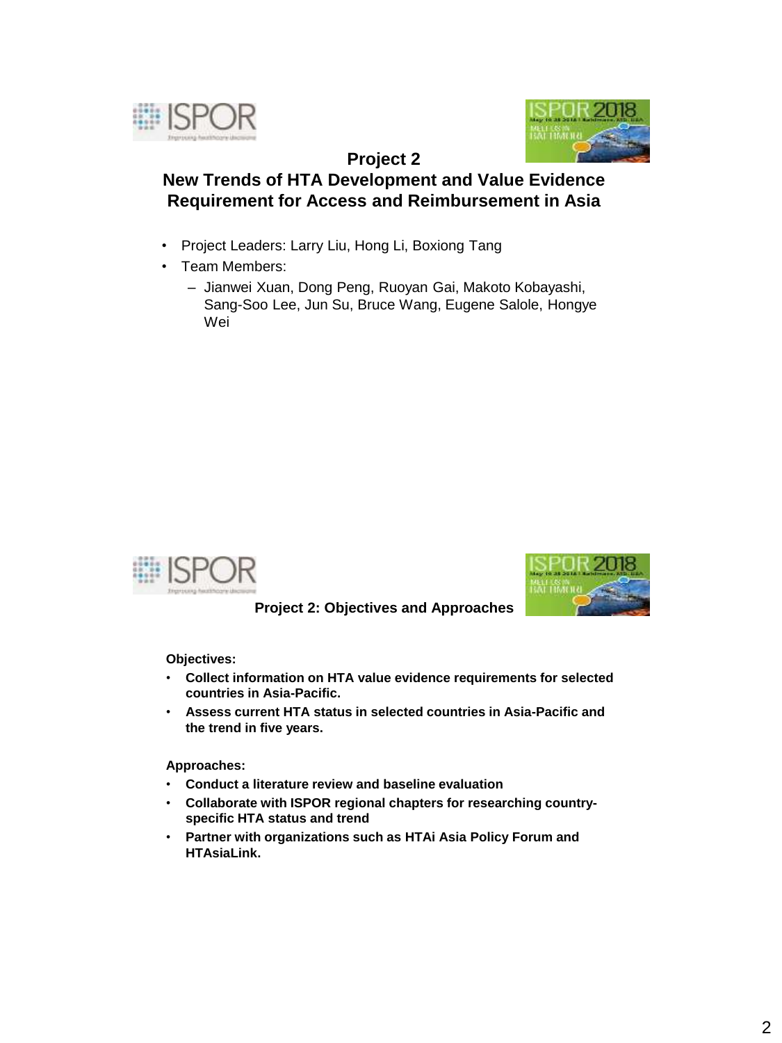## Project 2

## New Trends of HTA Development and Value Evidence Requirement for Access and Reimbursement in Asia

- Project Leaders: Larry Liu, Hong Li, Boxiong Tang
- Team Members:
  - Jianwei Xuan, Dong Peng, Ruoyan Gai, Makoto Kobayashi, Sang-Soo Lee, Jun Su, Bruce Wang, Eugene Salole, Hongye Wei

## Project 2: Objectives and Approaches

**Objectives:**

- **Collect information on HTA value evidence requirements for selected countries in Asia-Pacific.**
- **Assess current HTA status in selected countries in Asia-Pacific and the trend in five years.**

**Approaches:**

- **Conduct a literature review and baseline evaluation**
- **Collaborate with ISPOR regional chapters for researching country-specific HTA status and trend**
- **Partner with organizations such as HTAi Asia Policy Forum and HTAsiaLink.**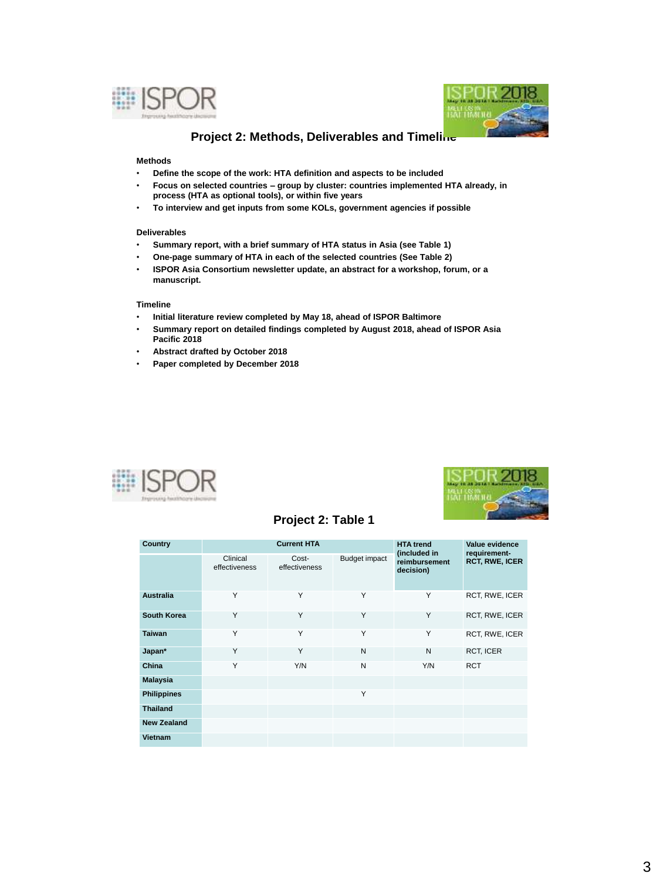## Project 2: Methods, Deliverables and Timeline

**Methods**

- **Define the scope of the work: HTA definition and aspects to be included**
- **Focus on selected countries – group by cluster: countries implemented HTA already, in process (HTA as optional tools), or within five years**
- **To interview and get inputs from some KOLs, government agencies if possible**

**Deliverables**

- **Summary report, with a brief summary of HTA status in Asia (see Table 1)**
- **One-page summary of HTA in each of the selected countries (See Table 2)**
- **ISPOR Asia Consortium newsletter update, an abstract for a workshop, forum, or a manuscript.**

**Timeline**

- **Initial literature review completed by May 18, ahead of ISPOR Baltimore**
- **Summary report on detailed findings completed by August 2018, ahead of ISPOR Asia Pacific 2018**
- **Abstract drafted by October 2018**
- **Paper completed by December 2018**

## Project 2: Table 1

| Country | Current HTA | | | HTA trend (included in reimbursement decision) | Value evidence requirement- RCT, RWE, ICER |
|---|---|---|---|---|---|
| | Clinical effectiveness | Cost-effectiveness | Budget impact | | |
| **Australia** | Y | Y | Y | Y | RCT, RWE, ICER |
| **South Korea** | Y | Y | Y | Y | RCT, RWE, ICER |
| **Taiwan** | Y | Y | Y | Y | RCT, RWE, ICER |
| **Japan*** | Y | Y | N | N | RCT, ICER |
| **China** | Y | Y/N | N | Y/N | RCT |
| **Malaysia** | | | | | |
| **Philippines** | | | Y | | |
| **Thailand** | | | | | |
| **New Zealand** | | | | | |
| **Vietnam** | | | | | |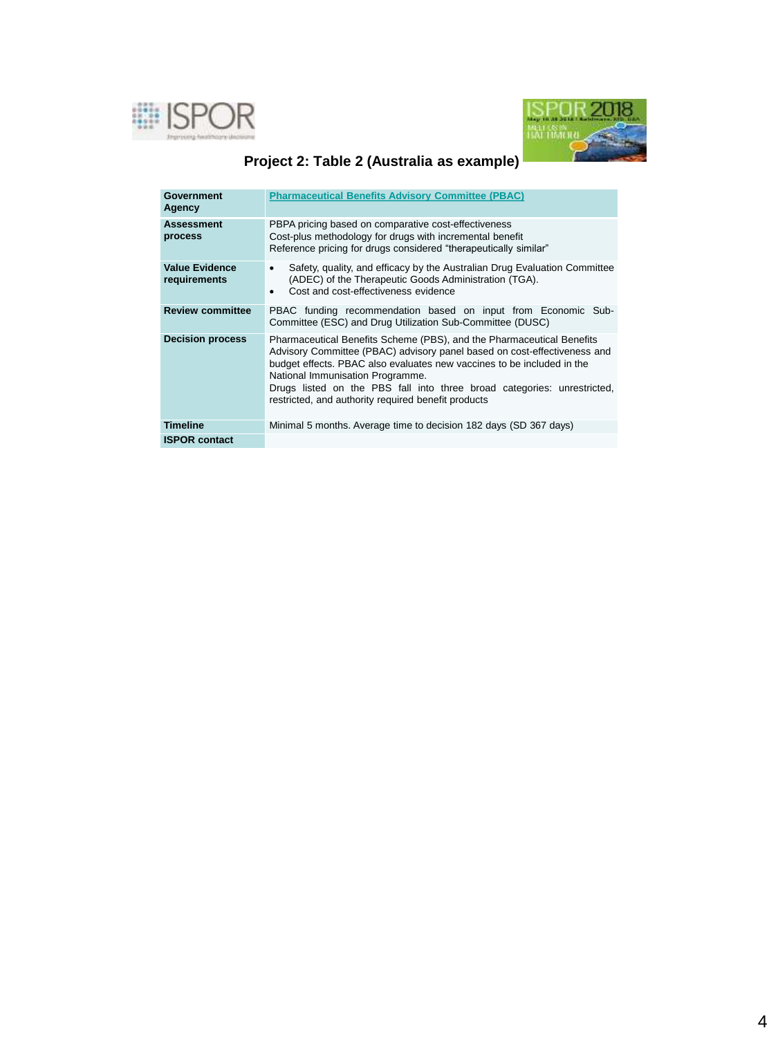## Project 2: Table 2 (Australia as example)

| | |
|---|---|
| **Government Agency** | [Pharmaceutical Benefits Advisory Committee (PBAC)]() |
| **Assessment process** | PBPA pricing based on comparative cost-effectiveness<br>Cost-plus methodology for drugs with incremental benefit<br>Reference pricing for drugs considered "therapeutically similar" |
| **Value Evidence requirements** | • Safety, quality, and efficacy by the Australian Drug Evaluation Committee (ADEC) of the Therapeutic Goods Administration (TGA).<br>• Cost and cost-effectiveness evidence |
| **Review committee** | PBAC funding recommendation based on input from Economic Sub-Committee (ESC) and Drug Utilization Sub-Committee (DUSC) |
| **Decision process** | Pharmaceutical Benefits Scheme (PBS), and the Pharmaceutical Benefits Advisory Committee (PBAC) advisory panel based on cost-effectiveness and budget effects. PBAC also evaluates new vaccines to be included in the National Immunisation Programme.<br>Drugs listed on the PBS fall into three broad categories: unrestricted, restricted, and authority required benefit products |
| **Timeline** | Minimal 5 months. Average time to decision 182 days (SD 367 days) |
| **ISPOR contact** | |